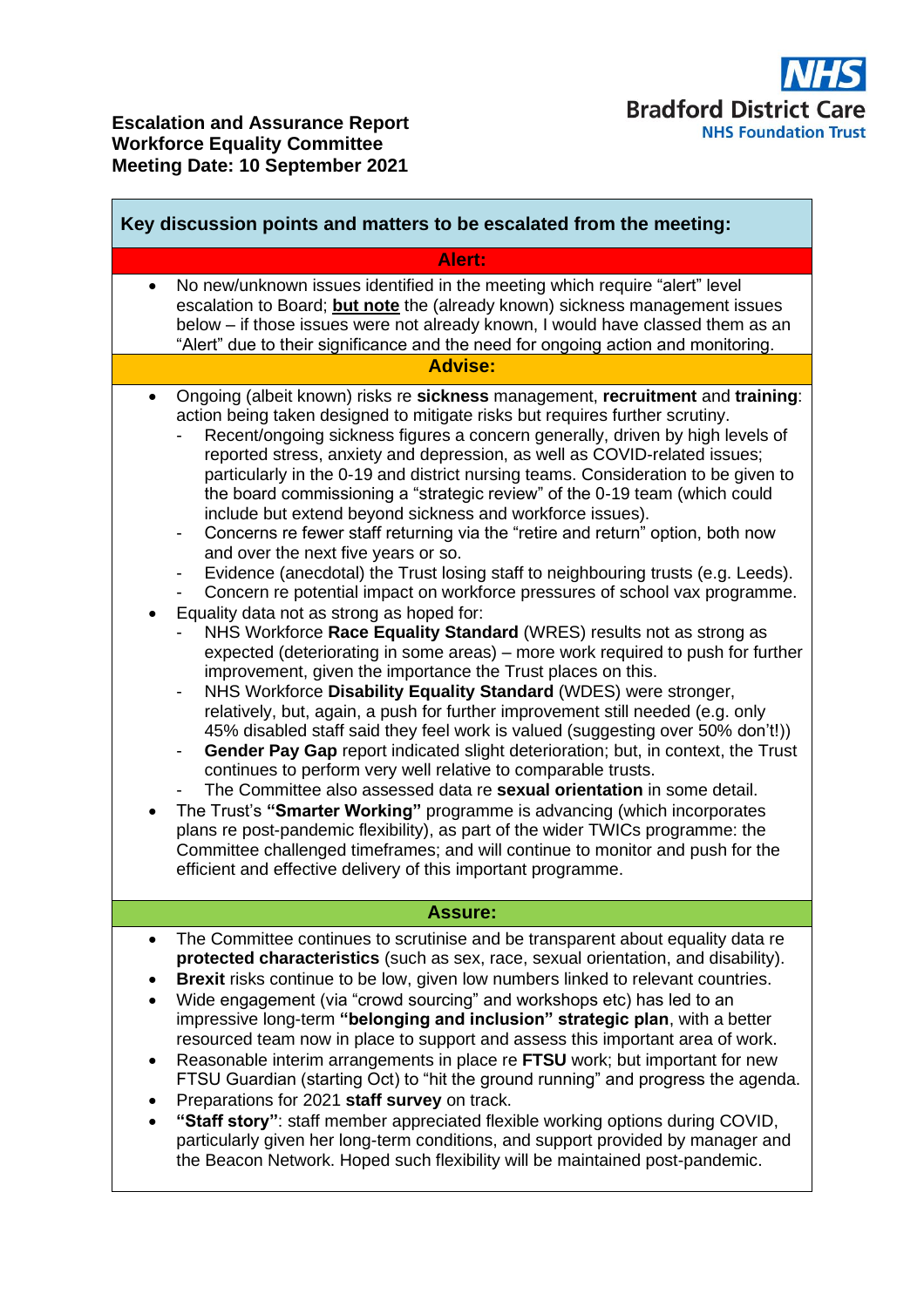**Escalation and Assurance Report**
**Workforce Equality Committee**
**Meeting Date: 10 September 2021**

NHS Bradford District Care NHS Foundation Trust

## Key discussion points and matters to be escalated from the meeting:

### Alert:

- No new/unknown issues identified in the meeting which require "alert" level escalation to Board; **but note** the (already known) sickness management issues below – if those issues were not already known, I would have classed them as an "Alert" due to their significance and the need for ongoing action and monitoring.

### Advise:

- Ongoing (albeit known) risks re **sickness** management, **recruitment** and **training**: action being taken designed to mitigate risks but requires further scrutiny.
  - Recent/ongoing sickness figures a concern generally, driven by high levels of reported stress, anxiety and depression, as well as COVID-related issues; particularly in the 0-19 and district nursing teams. Consideration to be given to the board commissioning a "strategic review" of the 0-19 team (which could include but extend beyond sickness and workforce issues).
  - Concerns re fewer staff returning via the "retire and return" option, both now and over the next five years or so.
  - Evidence (anecdotal) the Trust losing staff to neighbouring trusts (e.g. Leeds).
  - Concern re potential impact on workforce pressures of school vax programme.
- Equality data not as strong as hoped for:
  - NHS Workforce **Race Equality Standard** (WRES) results not as strong as expected (deteriorating in some areas) – more work required to push for further improvement, given the importance the Trust places on this.
  - NHS Workforce **Disability Equality Standard** (WDES) were stronger, relatively, but, again, a push for further improvement still needed (e.g. only 45% disabled staff said they feel work is valued (suggesting over 50% don't!))
  - **Gender Pay Gap** report indicated slight deterioration; but, in context, the Trust continues to perform very well relative to comparable trusts.
  - The Committee also assessed data re **sexual orientation** in some detail.
- The Trust's **"Smarter Working"** programme is advancing (which incorporates plans re post-pandemic flexibility), as part of the wider TWICs programme: the Committee challenged timeframes; and will continue to monitor and push for the efficient and effective delivery of this important programme.

### Assure:

- The Committee continues to scrutinise and be transparent about equality data re **protected characteristics** (such as sex, race, sexual orientation, and disability).
- **Brexit** risks continue to be low, given low numbers linked to relevant countries.
- Wide engagement (via "crowd sourcing" and workshops etc) has led to an impressive long-term **"belonging and inclusion" strategic plan**, with a better resourced team now in place to support and assess this important area of work.
- Reasonable interim arrangements in place re **FTSU** work; but important for new FTSU Guardian (starting Oct) to "hit the ground running" and progress the agenda.
- Preparations for 2021 **staff survey** on track.
- **"Staff story"**: staff member appreciated flexible working options during COVID, particularly given her long-term conditions, and support provided by manager and the Beacon Network. Hoped such flexibility will be maintained post-pandemic.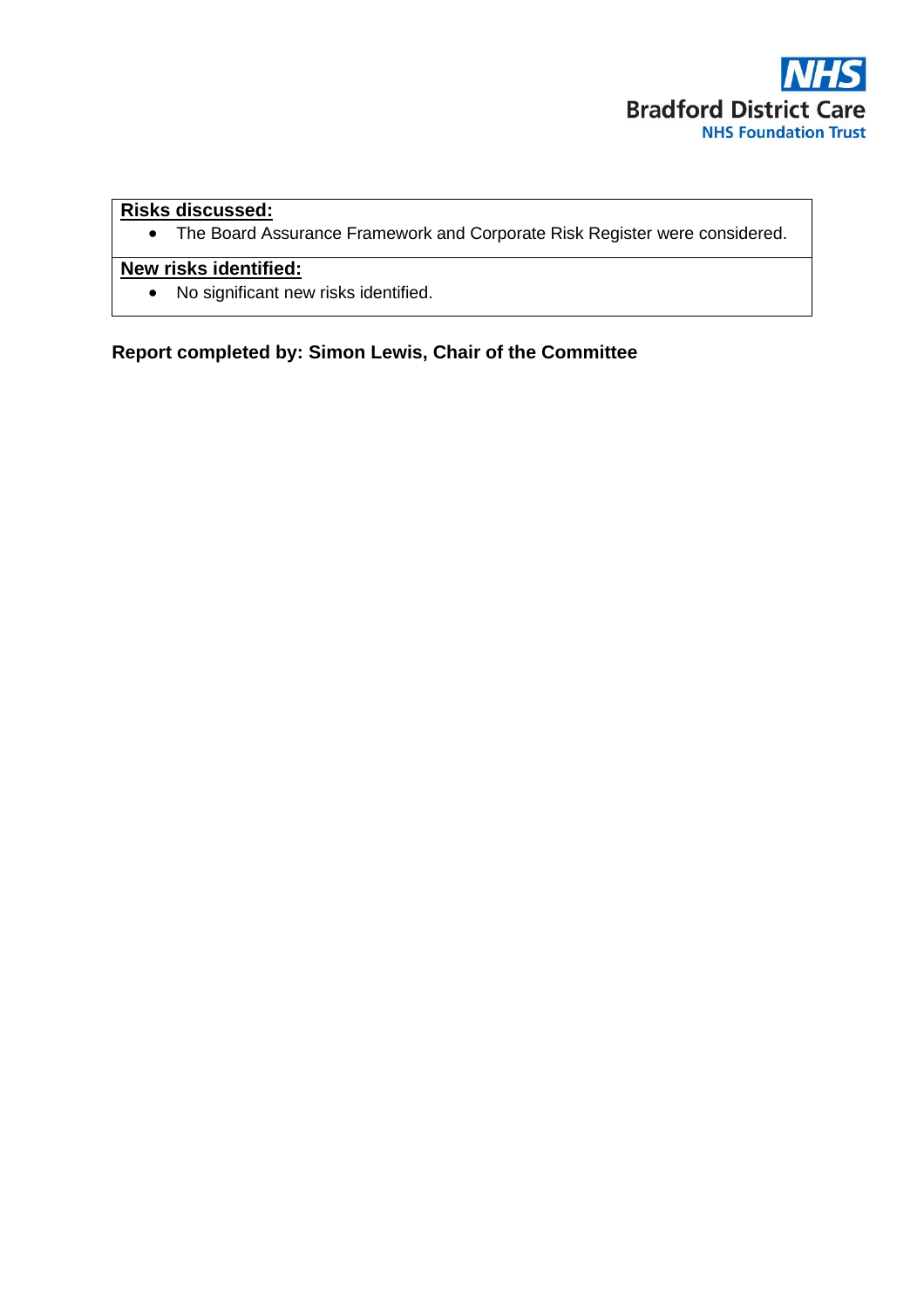| |
|---|
| **<u>Risks discussed:</u>**<br>• The Board Assurance Framework and Corporate Risk Register were considered. |
| **<u>New risks identified:</u>**<br>• No significant new risks identified. |

**Report completed by: Simon Lewis, Chair of the Committee**